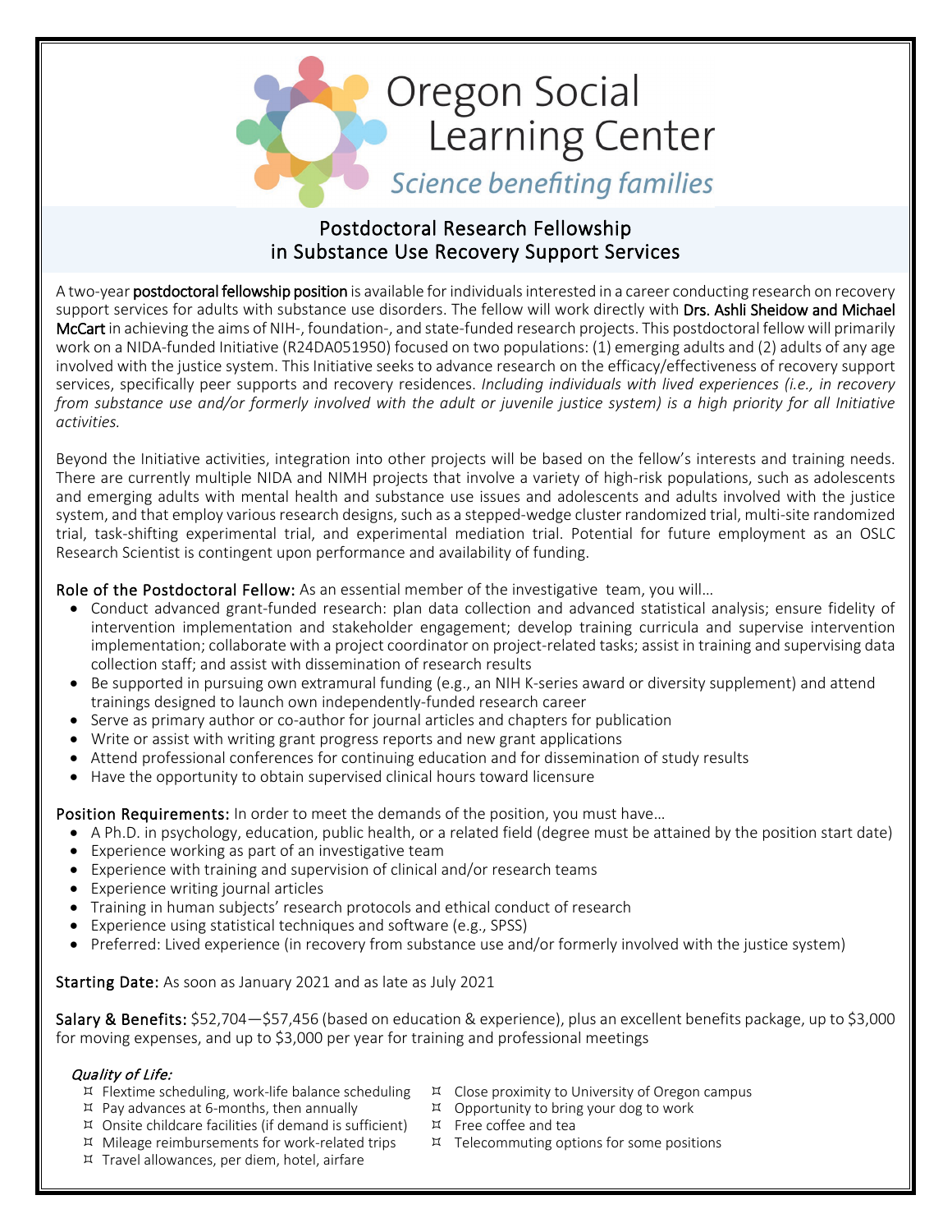# Oregon Social Learning Center

*Science benefiting families*

## Postdoctoral Research Fellowship in Substance Use Recovery Support Services

A two-year **postdoctoral fellowship position** is available for individuals interested in a career conducting research on recovery support services for adults with substance use disorders. The fellow will work directly with **Drs. Ashli Sheidow and Michael McCart** in achieving the aims of NIH-, foundation-, and state-funded research projects. This postdoctoral fellow will primarily work on a NIDA-funded Initiative (R24DA051950) focused on two populations: (1) emerging adults and (2) adults of any age involved with the justice system. This Initiative seeks to advance research on the efficacy/effectiveness of recovery support services, specifically peer supports and recovery residences. *Including individuals with lived experiences (i.e., in recovery from substance use and/or formerly involved with the adult or juvenile justice system) is a high priority for all Initiative activities.*

Beyond the Initiative activities, integration into other projects will be based on the fellow's interests and training needs. There are currently multiple NIDA and NIMH projects that involve a variety of high-risk populations, such as adolescents and emerging adults with mental health and substance use issues and adolescents and adults involved with the justice system, and that employ various research designs, such as a stepped-wedge cluster randomized trial, multi-site randomized trial, task-shifting experimental trial, and experimental mediation trial. Potential for future employment as an OSLC Research Scientist is contingent upon performance and availability of funding.

**Role of the Postdoctoral Fellow:** As an essential member of the investigative team, you will…

- Conduct advanced grant-funded research: plan data collection and advanced statistical analysis; ensure fidelity of intervention implementation and stakeholder engagement; develop training curricula and supervise intervention implementation; collaborate with a project coordinator on project-related tasks; assist in training and supervising data collection staff; and assist with dissemination of research results
- Be supported in pursuing own extramural funding (e.g., an NIH K-series award or diversity supplement) and attend trainings designed to launch own independently-funded research career
- Serve as primary author or co-author for journal articles and chapters for publication
- Write or assist with writing grant progress reports and new grant applications
- Attend professional conferences for continuing education and for dissemination of study results
- Have the opportunity to obtain supervised clinical hours toward licensure

**Position Requirements:** In order to meet the demands of the position, you must have…

- A Ph.D. in psychology, education, public health, or a related field (degree must be attained by the position start date)
- Experience working as part of an investigative team
- Experience with training and supervision of clinical and/or research teams
- Experience writing journal articles
- Training in human subjects' research protocols and ethical conduct of research
- Experience using statistical techniques and software (e.g., SPSS)
- Preferred: Lived experience (in recovery from substance use and/or formerly involved with the justice system)

**Starting Date:** As soon as January 2021 and as late as July 2021

**Salary & Benefits:** $52,704—$57,456 (based on education & experience), plus an excellent benefits package, up to $3,000 for moving expenses, and up to $3,000 per year for training and professional meetings

*Quality of Life:*

- Flextime scheduling, work-life balance scheduling
- Pay advances at 6-months, then annually
- Onsite childcare facilities (if demand is sufficient)
- Mileage reimbursements for work-related trips
- Travel allowances, per diem, hotel, airfare
- Close proximity to University of Oregon campus
- Opportunity to bring your dog to work
- Free coffee and tea
- Telecommuting options for some positions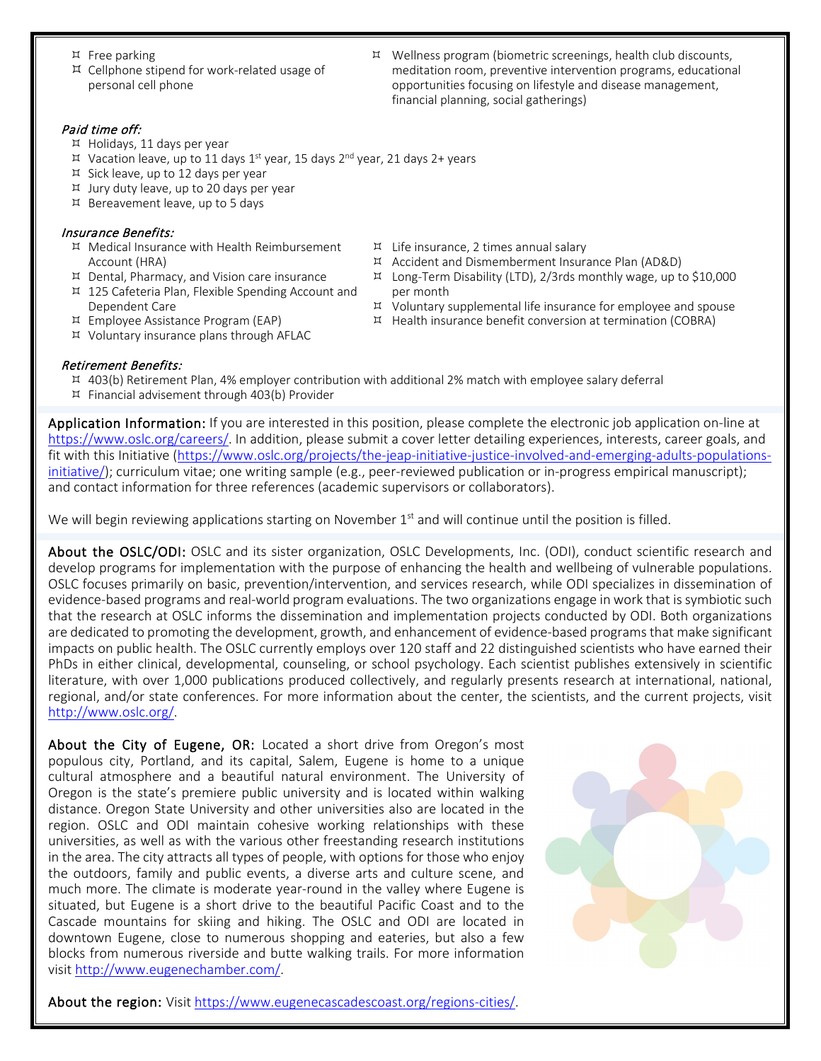- Free parking
- Cellphone stipend for work-related usage of personal cell phone
- Wellness program (biometric screenings, health club discounts, meditation room, preventive intervention programs, educational opportunities focusing on lifestyle and disease management, financial planning, social gatherings)

*Paid time off:*

- Holidays, 11 days per year
- Vacation leave, up to 11 days 1st year, 15 days 2nd year, 21 days 2+ years
- Sick leave, up to 12 days per year
- Jury duty leave, up to 20 days per year
- Bereavement leave, up to 5 days

*Insurance Benefits:*

- Medical Insurance with Health Reimbursement Account (HRA)
- Dental, Pharmacy, and Vision care insurance
- 125 Cafeteria Plan, Flexible Spending Account and Dependent Care
- Employee Assistance Program (EAP)
- Voluntary insurance plans through AFLAC
- Life insurance, 2 times annual salary
- Accident and Dismemberment Insurance Plan (AD&D)
- Long-Term Disability (LTD), 2/3rds monthly wage, up to $10,000 per month
- Voluntary supplemental life insurance for employee and spouse
- Health insurance benefit conversion at termination (COBRA)

*Retirement Benefits:*

- 403(b) Retirement Plan, 4% employer contribution with additional 2% match with employee salary deferral
- Financial advisement through 403(b) Provider

**Application Information:** If you are interested in this position, please complete the electronic job application on-line at https://www.oslc.org/careers/. In addition, please submit a cover letter detailing experiences, interests, career goals, and fit with this Initiative (https://www.oslc.org/projects/the-jeap-initiative-justice-involved-and-emerging-adults-populations-initiative/); curriculum vitae; one writing sample (e.g., peer-reviewed publication or in-progress empirical manuscript); and contact information for three references (academic supervisors or collaborators).

We will begin reviewing applications starting on November 1st and will continue until the position is filled.

**About the OSLC/ODI:** OSLC and its sister organization, OSLC Developments, Inc. (ODI), conduct scientific research and develop programs for implementation with the purpose of enhancing the health and wellbeing of vulnerable populations. OSLC focuses primarily on basic, prevention/intervention, and services research, while ODI specializes in dissemination of evidence-based programs and real-world program evaluations. The two organizations engage in work that is symbiotic such that the research at OSLC informs the dissemination and implementation projects conducted by ODI. Both organizations are dedicated to promoting the development, growth, and enhancement of evidence-based programs that make significant impacts on public health. The OSLC currently employs over 120 staff and 22 distinguished scientists who have earned their PhDs in either clinical, developmental, counseling, or school psychology. Each scientist publishes extensively in scientific literature, with over 1,000 publications produced collectively, and regularly presents research at international, national, regional, and/or state conferences. For more information about the center, the scientists, and the current projects, visit http://www.oslc.org/.

**About the City of Eugene, OR:** Located a short drive from Oregon's most populous city, Portland, and its capital, Salem, Eugene is home to a unique cultural atmosphere and a beautiful natural environment. The University of Oregon is the state's premiere public university and is located within walking distance. Oregon State University and other universities also are located in the region. OSLC and ODI maintain cohesive working relationships with these universities, as well as with the various other freestanding research institutions in the area. The city attracts all types of people, with options for those who enjoy the outdoors, family and public events, a diverse arts and culture scene, and much more. The climate is moderate year-round in the valley where Eugene is situated, but Eugene is a short drive to the beautiful Pacific Coast and to the Cascade mountains for skiing and hiking. The OSLC and ODI are located in downtown Eugene, close to numerous shopping and eateries, but also a few blocks from numerous riverside and butte walking trails. For more information visit http://www.eugenechamber.com/.

**About the region:** Visit https://www.eugenecascadescoast.org/regions-cities/.